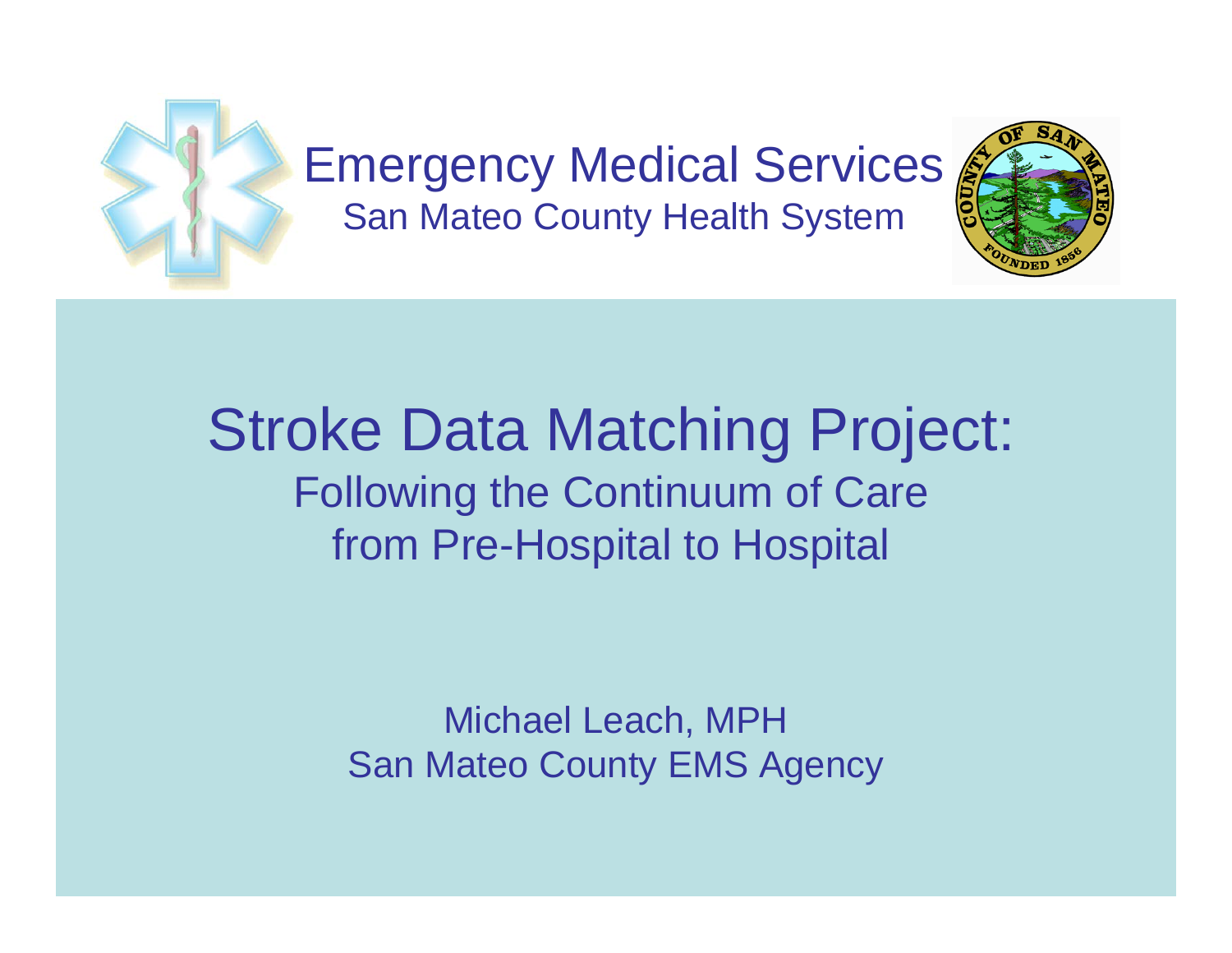Emergency Medical Services
San Mateo County Health System

# Stroke Data Matching Project:

## Following the Continuum of Care from Pre-Hospital to Hospital

Michael Leach, MPH
San Mateo County EMS Agency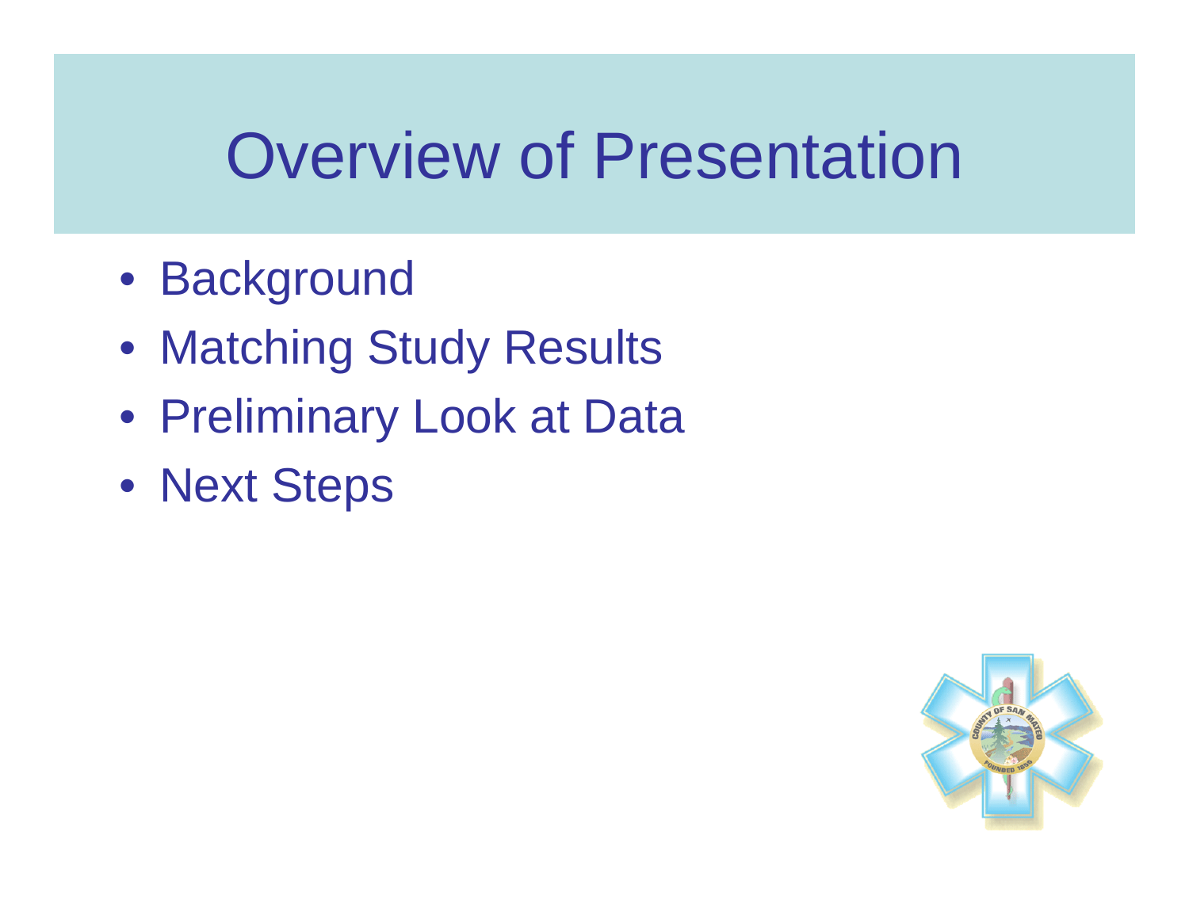# Overview of Presentation

- Background
- Matching Study Results
- Preliminary Look at Data
- Next Steps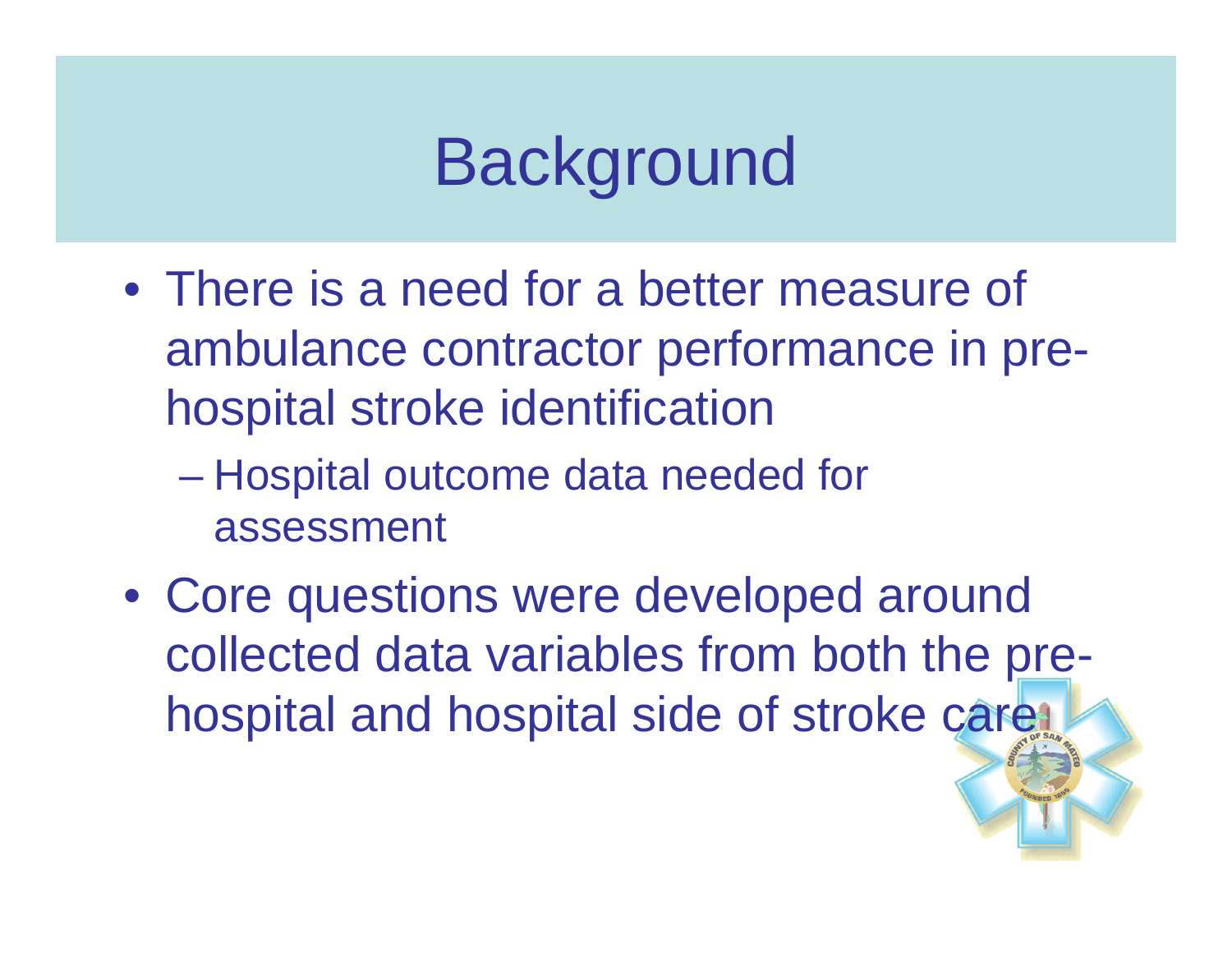# Background

- There is a need for a better measure of ambulance contractor performance in pre-hospital stroke identification
  - Hospital outcome data needed for assessment
- Core questions were developed around collected data variables from both the pre-hospital and hospital side of stroke care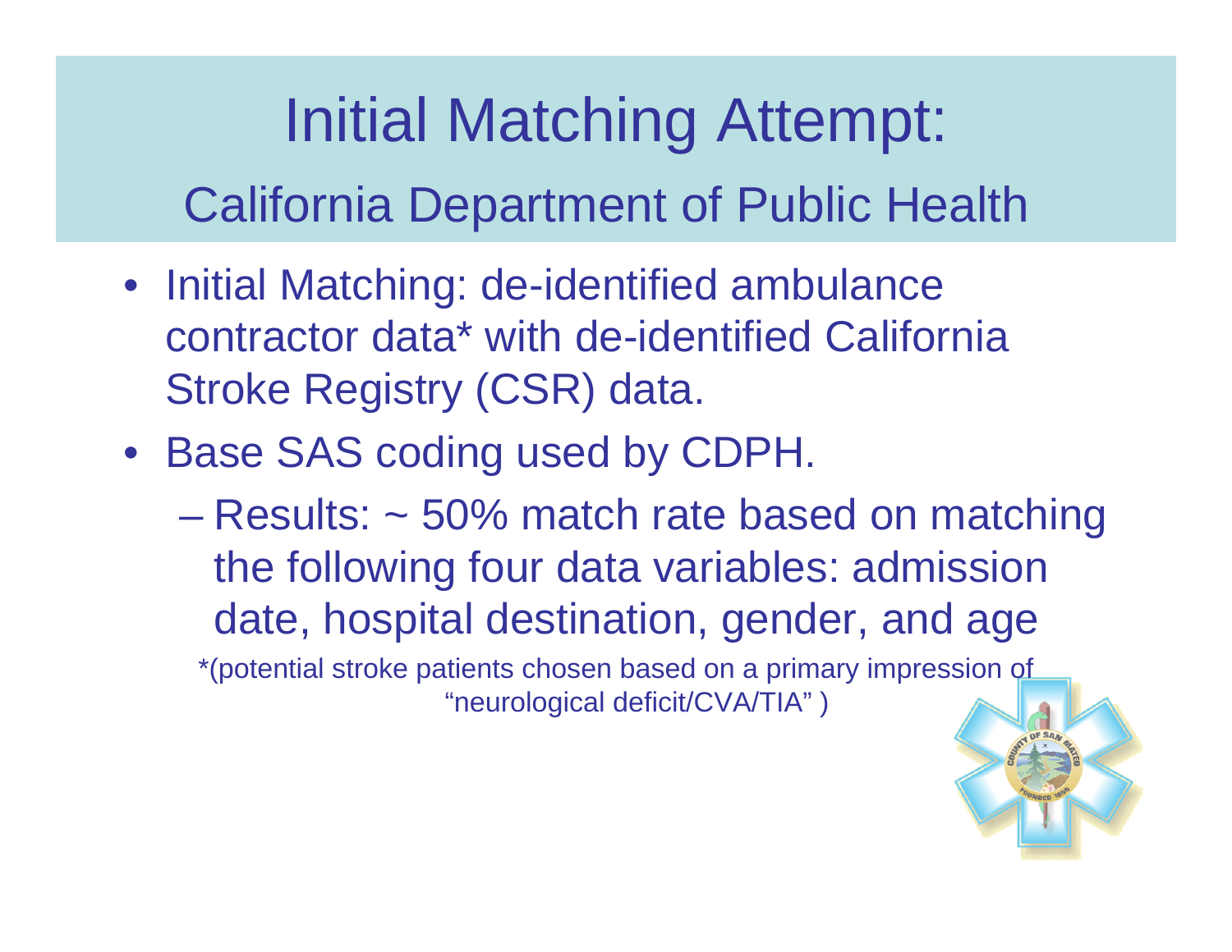# Initial Matching Attempt:

## California Department of Public Health

- Initial Matching: de-identified ambulance contractor data* with de-identified California Stroke Registry (CSR) data.
- Base SAS coding used by CDPH.
  - Results: ~ 50% match rate based on matching the following four data variables: admission date, hospital destination, gender, and age

*(potential stroke patients chosen based on a primary impression of "neurological deficit/CVA/TIA" )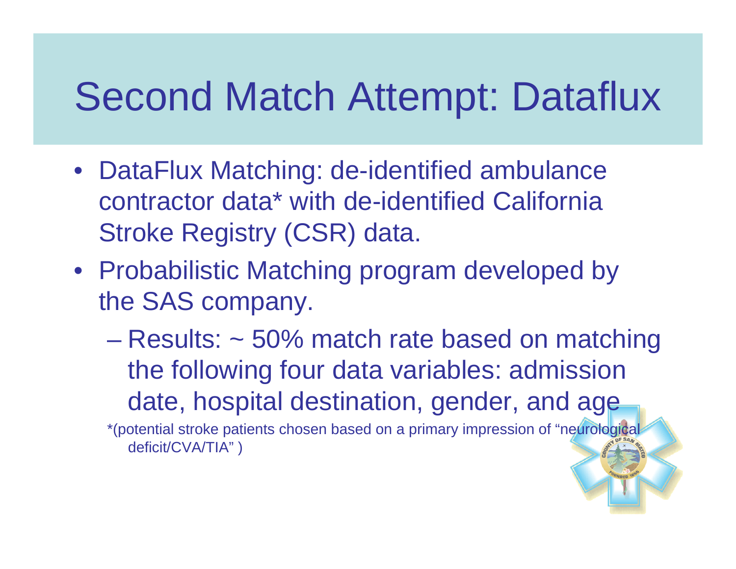# Second Match Attempt: Dataflux

- DataFlux Matching: de-identified ambulance contractor data* with de-identified California Stroke Registry (CSR) data.
- Probabilistic Matching program developed by the SAS company.
  - Results: ~ 50% match rate based on matching the following four data variables: admission date, hospital destination, gender, and age

*(potential stroke patients chosen based on a primary impression of "neurological deficit/CVA/TIA" )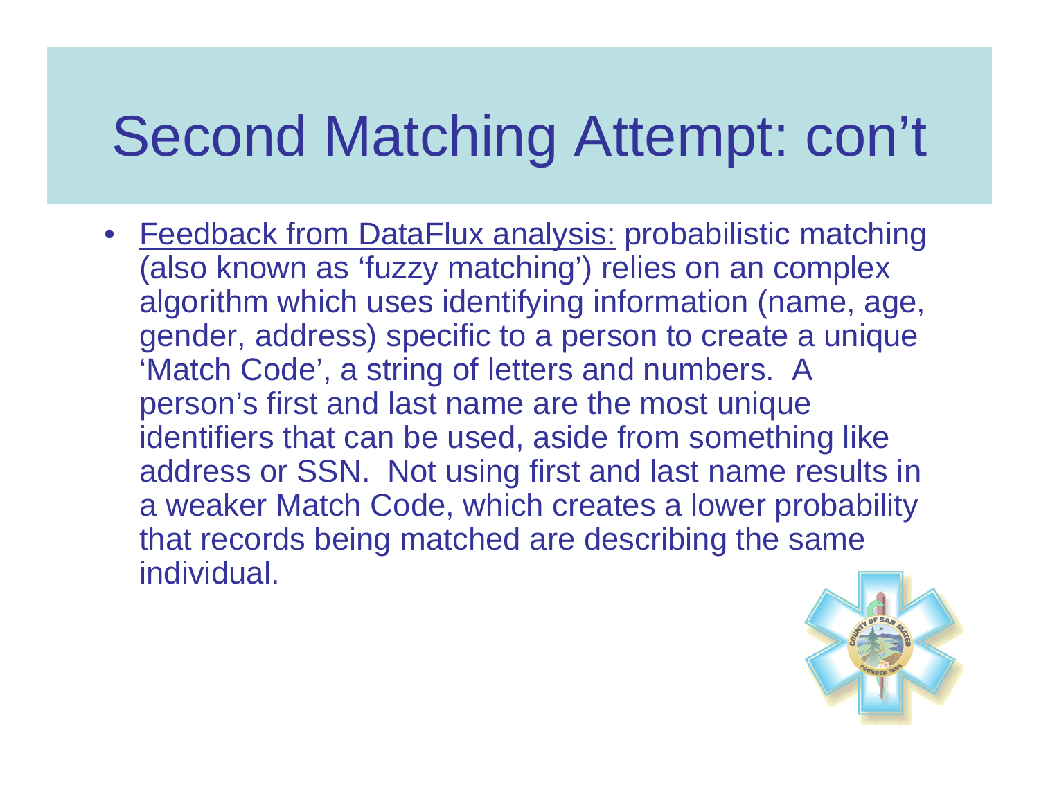# Second Matching Attempt: con't

- Feedback from DataFlux analysis: probabilistic matching (also known as 'fuzzy matching') relies on an complex algorithm which uses identifying information (name, age, gender, address) specific to a person to create a unique 'Match Code', a string of letters and numbers. A person's first and last name are the most unique identifiers that can be used, aside from something like address or SSN. Not using first and last name results in a weaker Match Code, which creates a lower probability that records being matched are describing the same individual.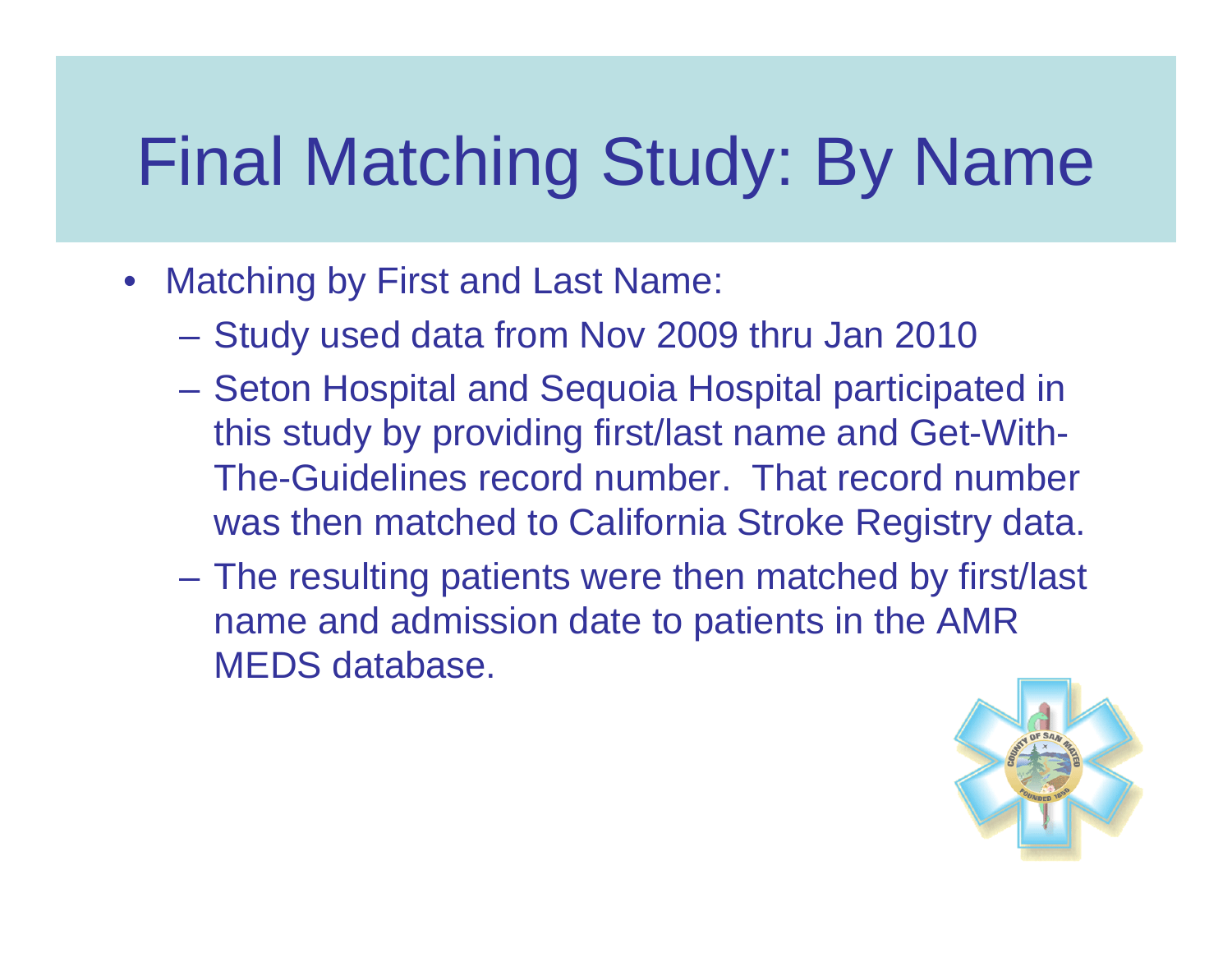# Final Matching Study: By Name

- Matching by First and Last Name:
  - Study used data from Nov 2009 thru Jan 2010
  - Seton Hospital and Sequoia Hospital participated in this study by providing first/last name and Get-With-The-Guidelines record number. That record number was then matched to California Stroke Registry data.
  - The resulting patients were then matched by first/last name and admission date to patients in the AMR MEDS database.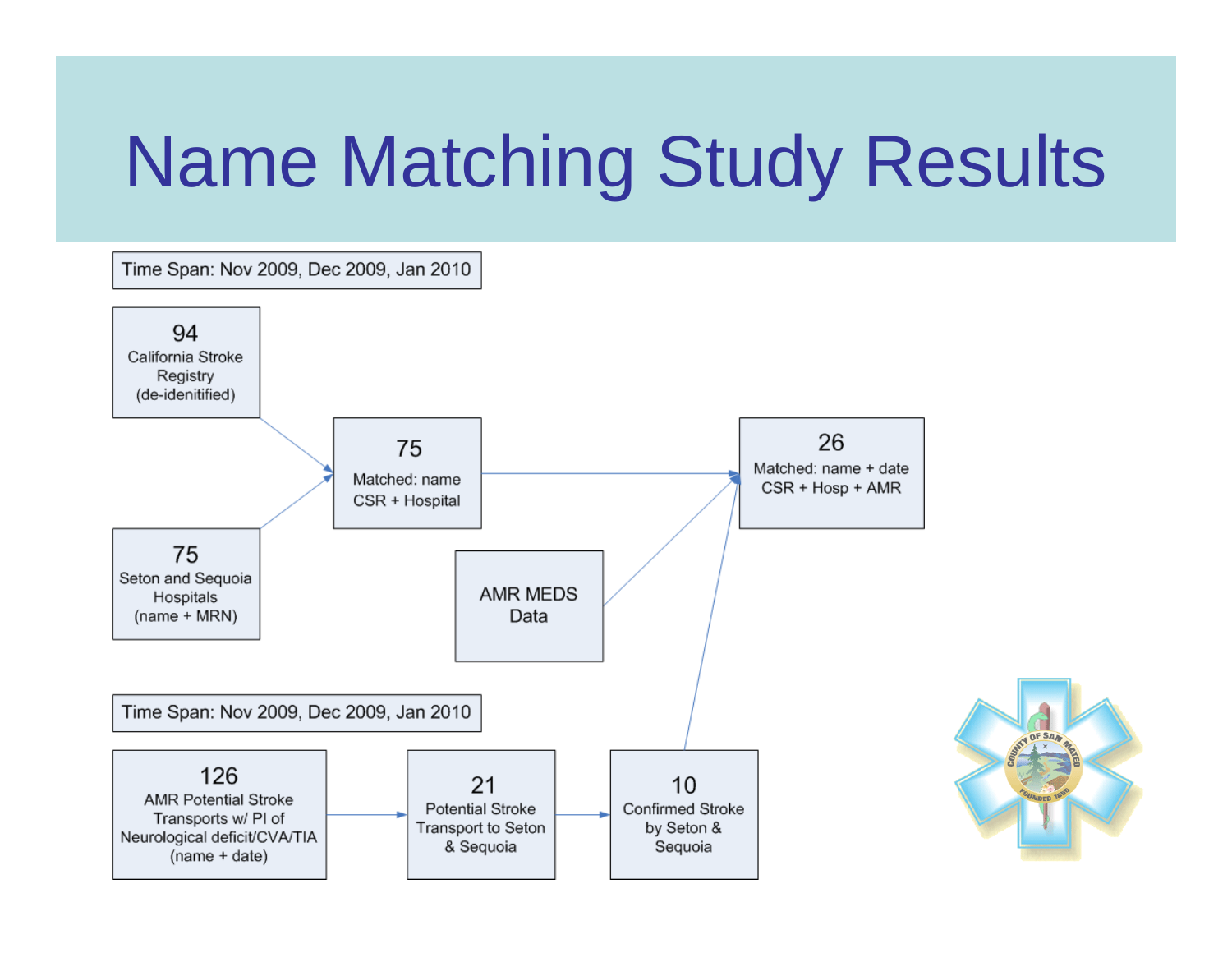# Name Matching Study Results

Time Span: Nov 2009, Dec 2009, Jan 2010

94
California Stroke Registry (de-idenitified)

75
Seton and Sequoia Hospitals (name + MRN)

75
Matched: name
CSR + Hospital

AMR MEDS Data

26
Matched: name + date
CSR + Hosp + AMR

Time Span: Nov 2009, Dec 2009, Jan 2010

126
AMR Potential Stroke Transports w/ PI of Neurological deficit/CVA/TIA (name + date)

21
Potential Stroke Transport to Seton & Sequoia

10
Confirmed Stroke by Seton & Sequoia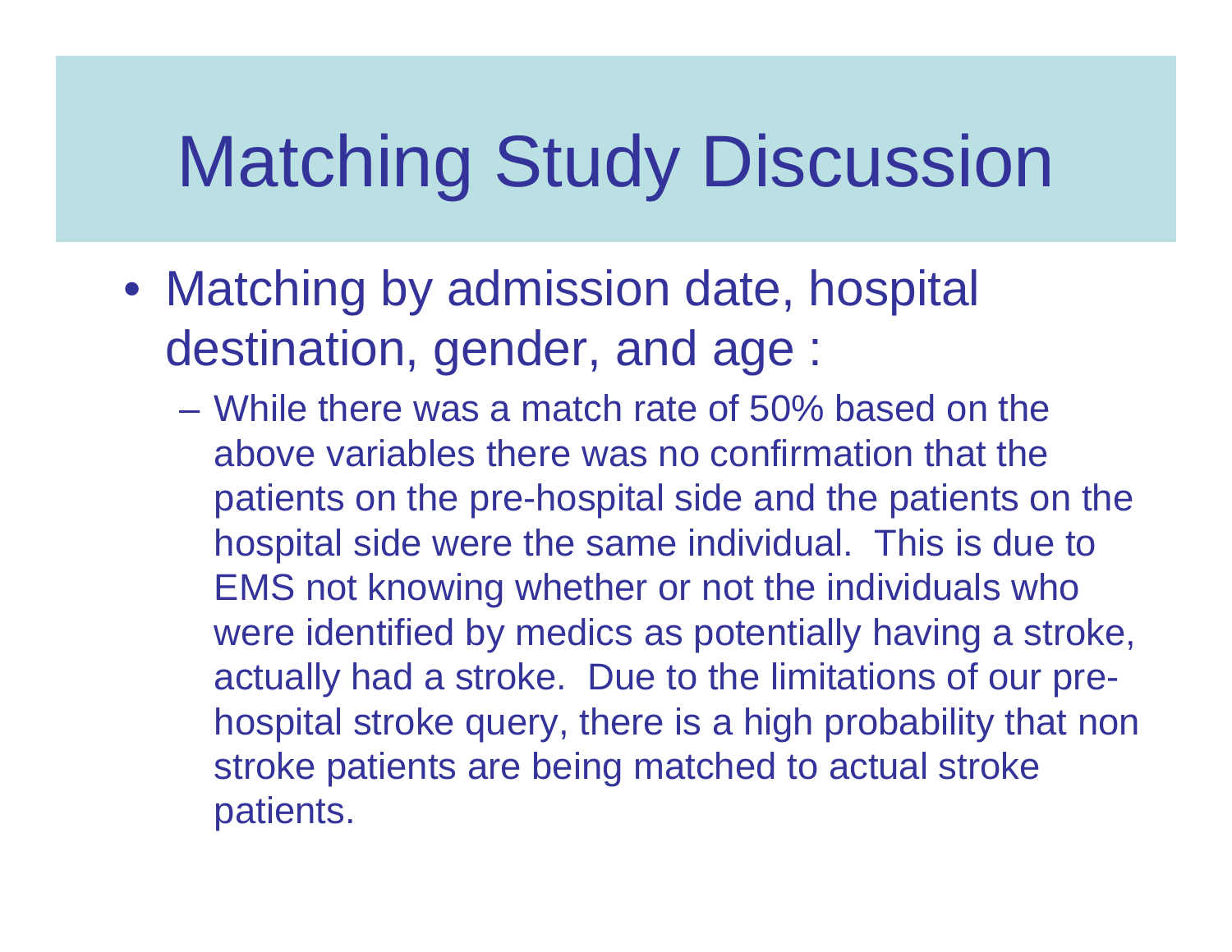# Matching Study Discussion

- Matching by admission date, hospital destination, gender, and age :
  - While there was a match rate of 50% based on the above variables there was no confirmation that the patients on the pre-hospital side and the patients on the hospital side were the same individual.  This is due to EMS not knowing whether or not the individuals who were identified by medics as potentially having a stroke, actually had a stroke.  Due to the limitations of our pre-hospital stroke query, there is a high probability that non stroke patients are being matched to actual stroke patients.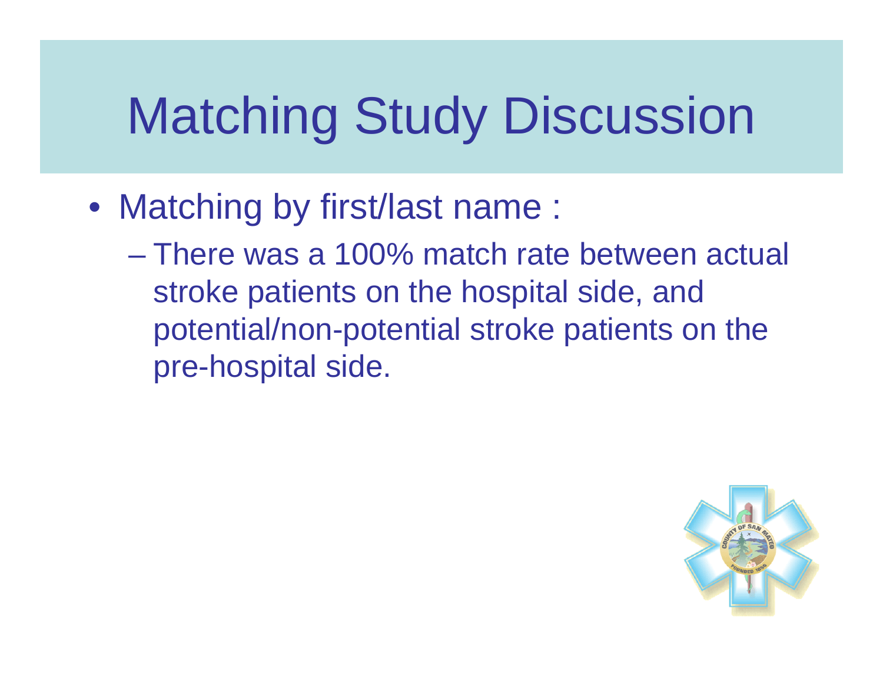# Matching Study Discussion

- Matching by first/last name :
  - There was a 100% match rate between actual stroke patients on the hospital side, and potential/non-potential stroke patients on the pre-hospital side.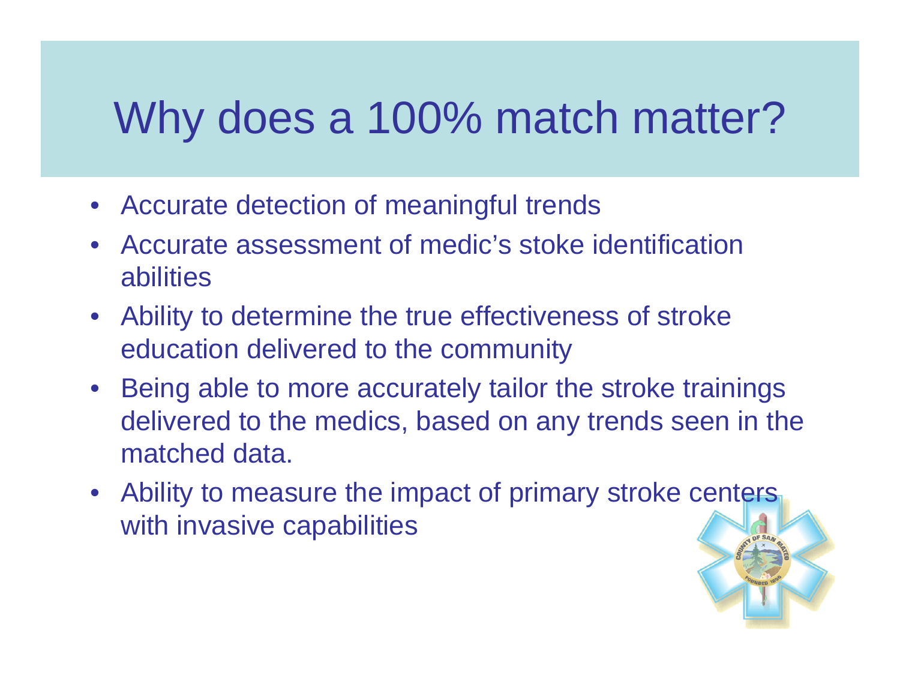# Why does a 100% match matter?

- Accurate detection of meaningful trends
- Accurate assessment of medic's stoke identification abilities
- Ability to determine the true effectiveness of stroke education delivered to the community
- Being able to more accurately tailor the stroke trainings delivered to the medics, based on any trends seen in the matched data.
- Ability to measure the impact of primary stroke centers with invasive capabilities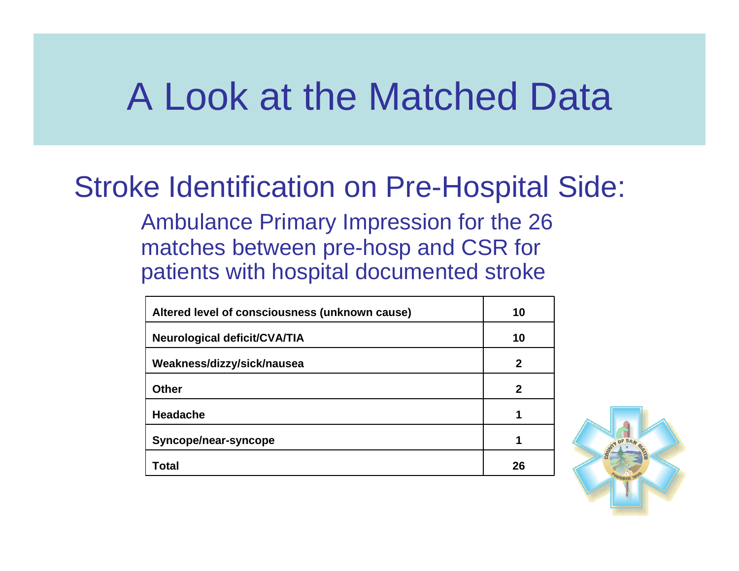# A Look at the Matched Data

## Stroke Identification on Pre-Hospital Side:

Ambulance Primary Impression for the 26 matches between pre-hosp and CSR for patients with hospital documented stroke

| | |
|---|---|
| **Altered level of consciousness (unknown cause)** | **10** |
| **Neurological deficit/CVA/TIA** | **10** |
| **Weakness/dizzy/sick/nausea** | **2** |
| **Other** | **2** |
| **Headache** | **1** |
| **Syncope/near-syncope** | **1** |
| **Total** | **26** |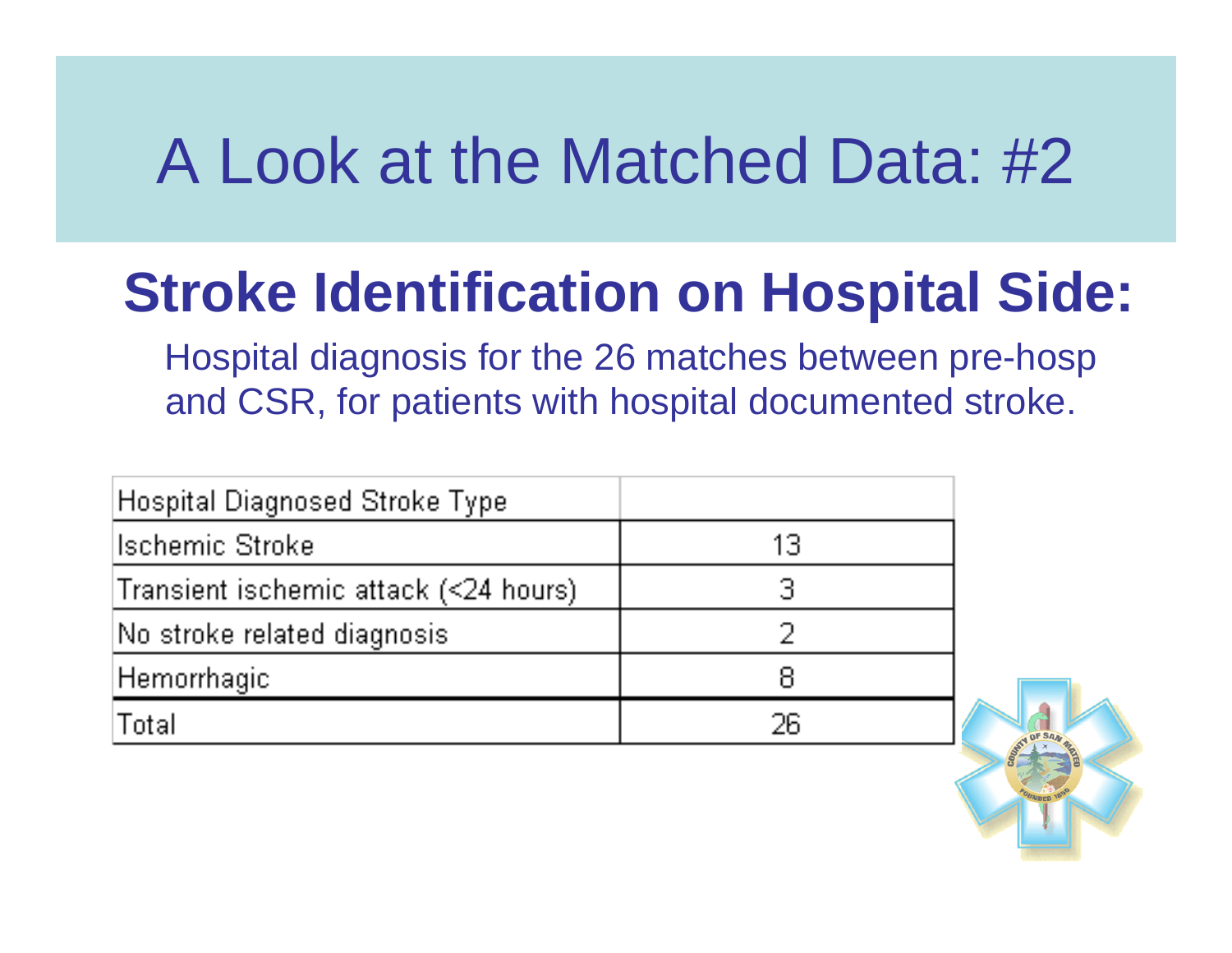# A Look at the Matched Data: #2

## Stroke Identification on Hospital Side:

Hospital diagnosis for the 26 matches between pre-hosp and CSR, for patients with hospital documented stroke.

| Hospital Diagnosed Stroke Type | |
|---|---|
| Ischemic Stroke | 13 |
| Transient ischemic attack (<24 hours) | 3 |
| No stroke related diagnosis | 2 |
| Hemorrhagic | 8 |
| Total | 26 |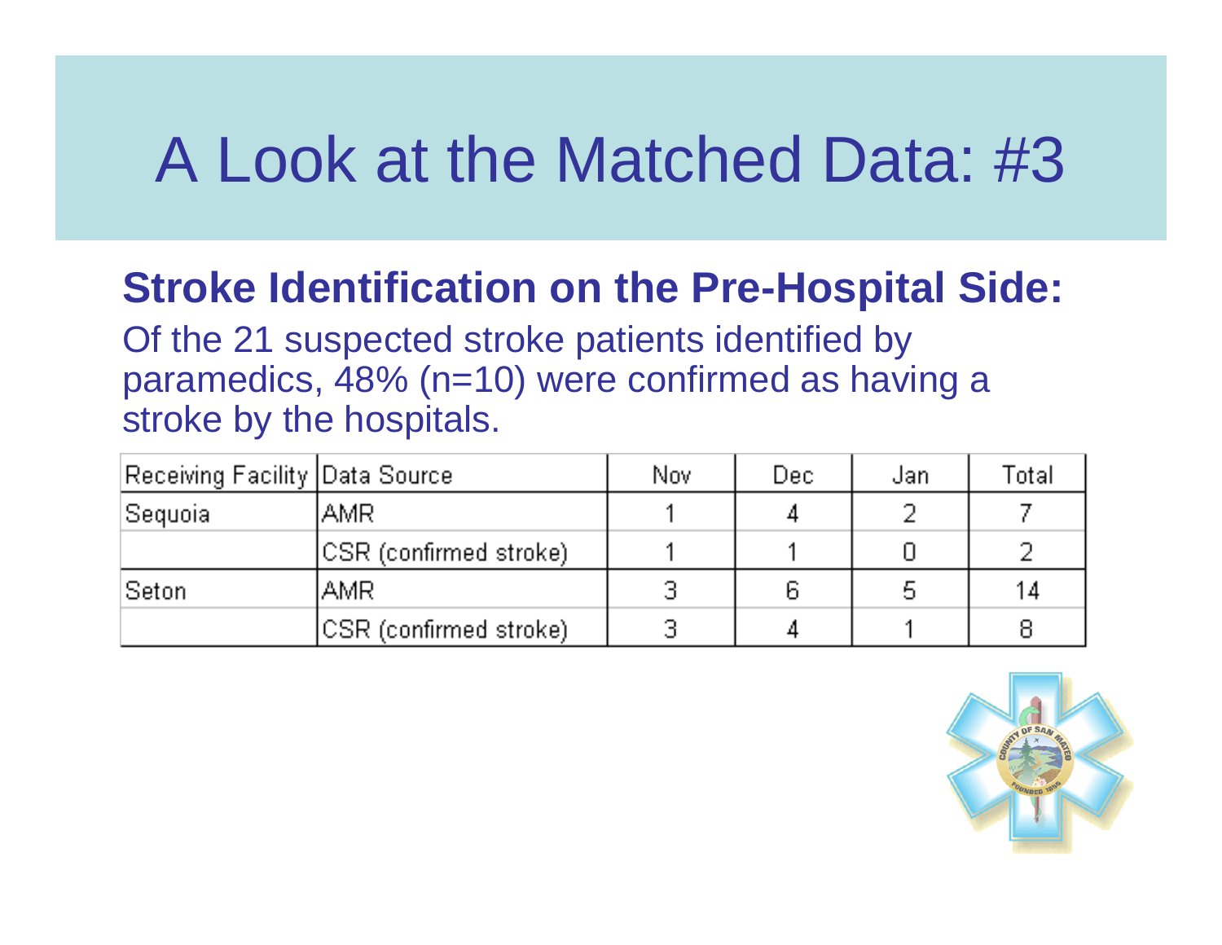# A Look at the Matched Data: #3

**Stroke Identification on the Pre-Hospital Side:**

Of the 21 suspected stroke patients identified by paramedics, 48% (n=10) were confirmed as having a stroke by the hospitals.

| Receiving Facility | Data Source | Nov | Dec | Jan | Total |
|---|---|---|---|---|---|
| Sequoia | AMR | 1 | 4 | 2 | 7 |
| | CSR (confirmed stroke) | 1 | 1 | 0 | 2 |
| Seton | AMR | 3 | 6 | 5 | 14 |
| | CSR (confirmed stroke) | 3 | 4 | 1 | 8 |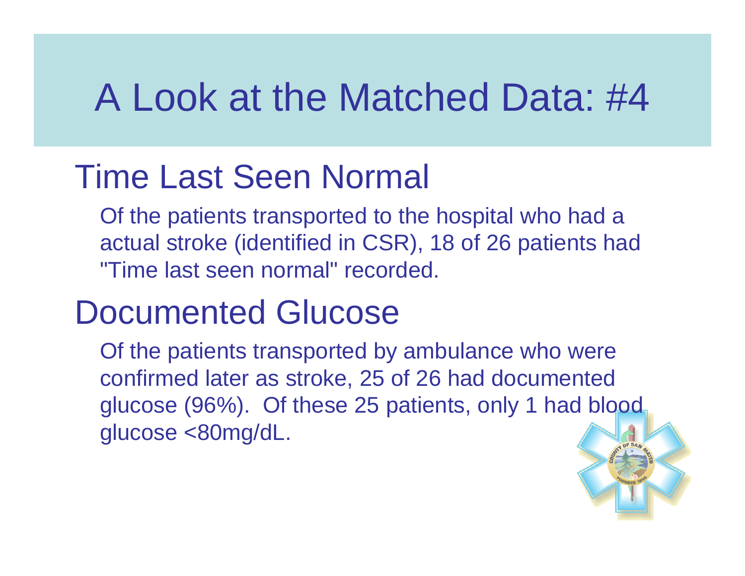# A Look at the Matched Data: #4

## Time Last Seen Normal

Of the patients transported to the hospital who had a actual stroke (identified in CSR), 18 of 26 patients had "Time last seen normal" recorded.

## Documented Glucose

Of the patients transported by ambulance who were confirmed later as stroke, 25 of 26 had documented glucose (96%). Of these 25 patients, only 1 had blood glucose <80mg/dL.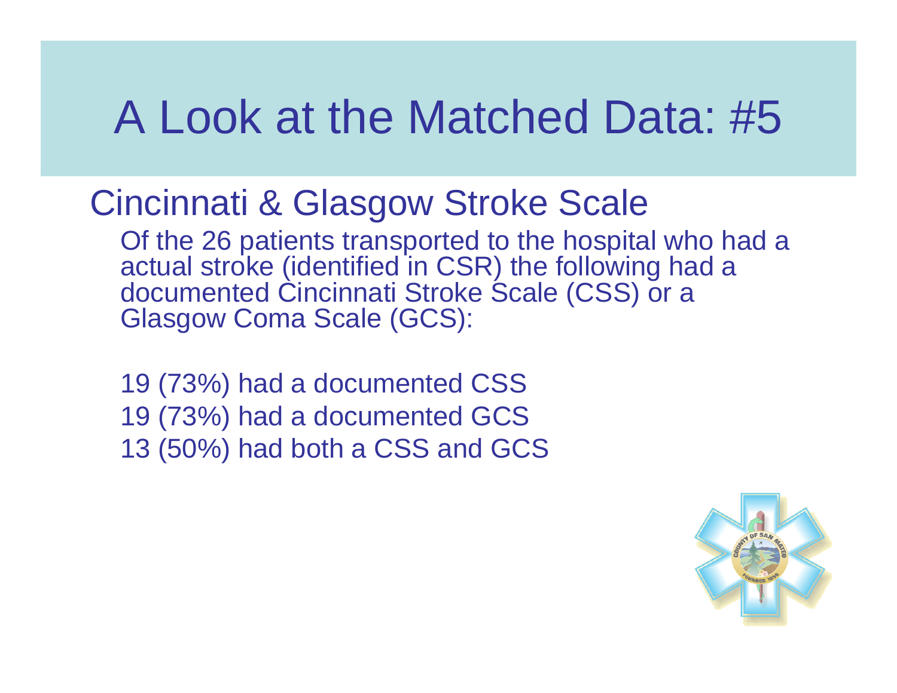# A Look at the Matched Data: #5

## Cincinnati & Glasgow Stroke Scale

Of the 26 patients transported to the hospital who had a actual stroke (identified in CSR) the following had a documented Cincinnati Stroke Scale (CSS) or a Glasgow Coma Scale (GCS):

19 (73%) had a documented CSS
19 (73%) had a documented GCS
13 (50%) had both a CSS and GCS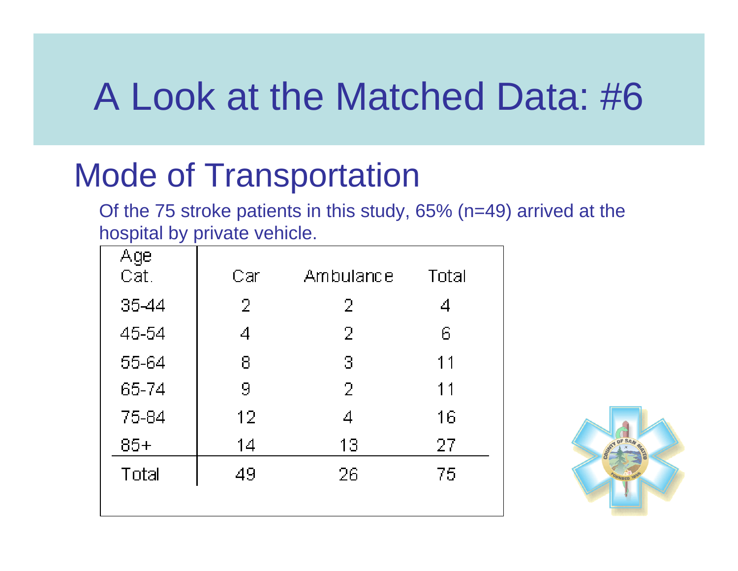# A Look at the Matched Data: #6

## Mode of Transportation

Of the 75 stroke patients in this study, 65% (n=49) arrived at the hospital by private vehicle.

| Age Cat. | Car | Ambulance | Total |
|---|---|---|---|
| 35-44 | 2 | 2 | 4 |
| 45-54 | 4 | 2 | 6 |
| 55-64 | 8 | 3 | 11 |
| 65-74 | 9 | 2 | 11 |
| 75-84 | 12 | 4 | 16 |
| 85+ | 14 | 13 | 27 |
| Total | 49 | 26 | 75 |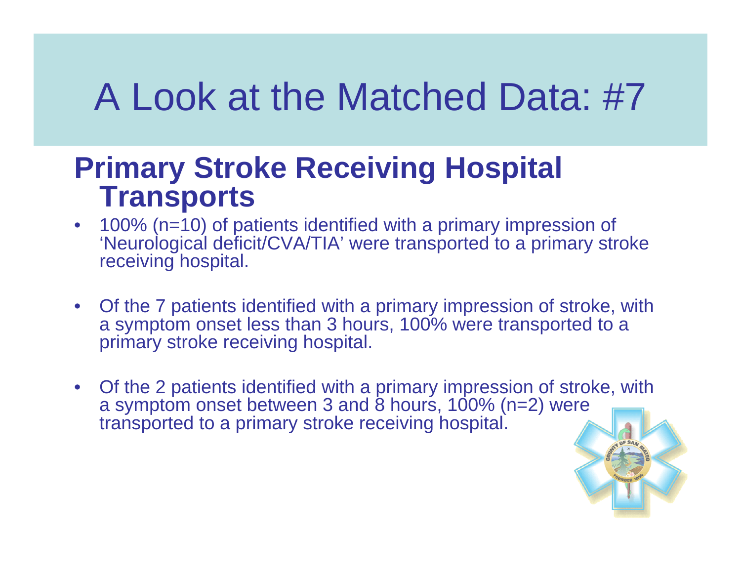# A Look at the Matched Data: #7

## Primary Stroke Receiving Hospital Transports

- 100% (n=10) of patients identified with a primary impression of 'Neurological deficit/CVA/TIA' were transported to a primary stroke receiving hospital.
- Of the 7 patients identified with a primary impression of stroke, with a symptom onset less than 3 hours, 100% were transported to a primary stroke receiving hospital.
- Of the 2 patients identified with a primary impression of stroke, with a symptom onset between 3 and 8 hours, 100% (n=2) were transported to a primary stroke receiving hospital.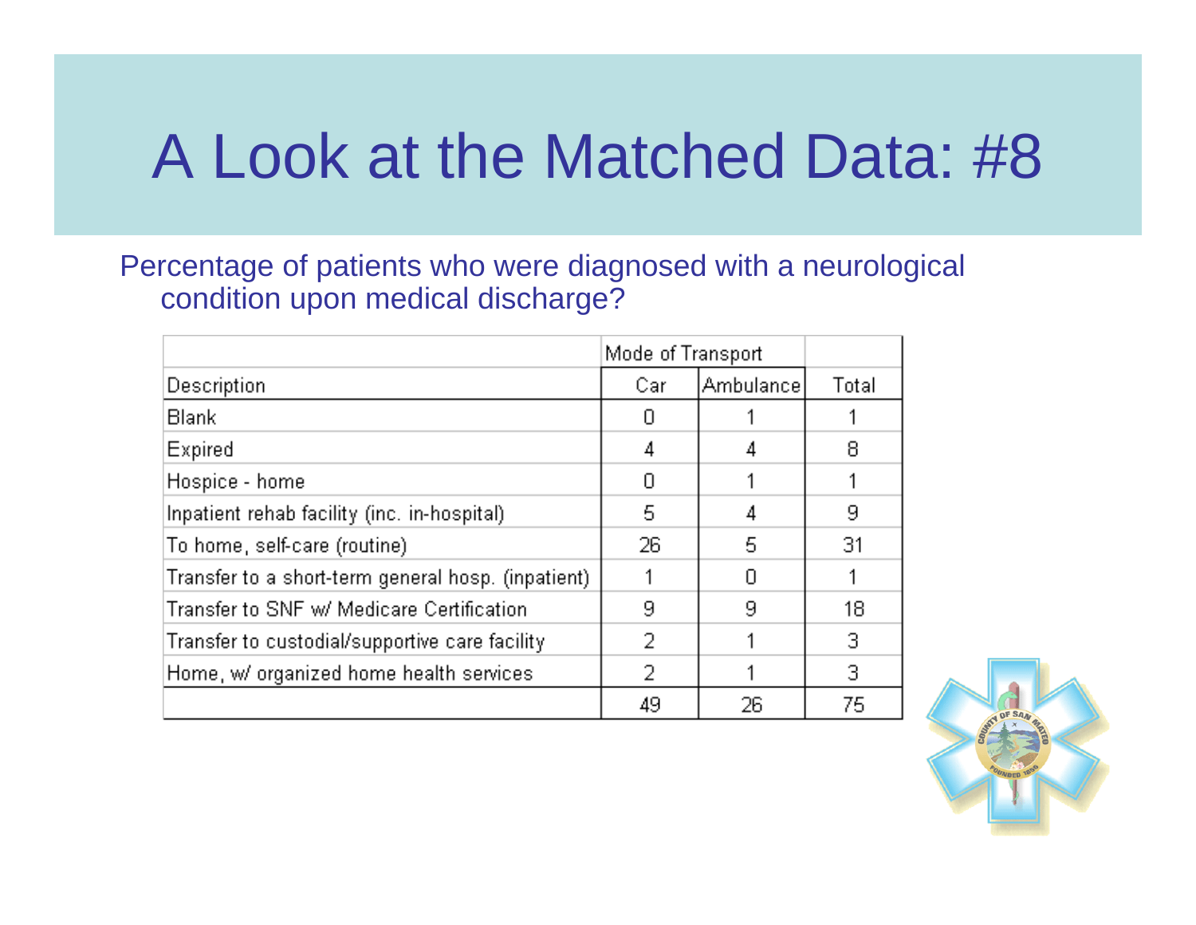# A Look at the Matched Data: #8

Percentage of patients who were diagnosed with a neurological condition upon medical discharge?

| | Mode of Transport | | |
|---|---|---|---|
| Description | Car | Ambulance | Total |
| Blank | 0 | 1 | 1 |
| Expired | 4 | 4 | 8 |
| Hospice - home | 0 | 1 | 1 |
| Inpatient rehab facility (inc. in-hospital) | 5 | 4 | 9 |
| To home, self-care (routine) | 26 | 5 | 31 |
| Transfer to a short-term general hosp. (inpatient) | 1 | 0 | 1 |
| Transfer to SNF w/ Medicare Certification | 9 | 9 | 18 |
| Transfer to custodial/supportive care facility | 2 | 1 | 3 |
| Home, w/ organized home health services | 2 | 1 | 3 |
| | 49 | 26 | 75 |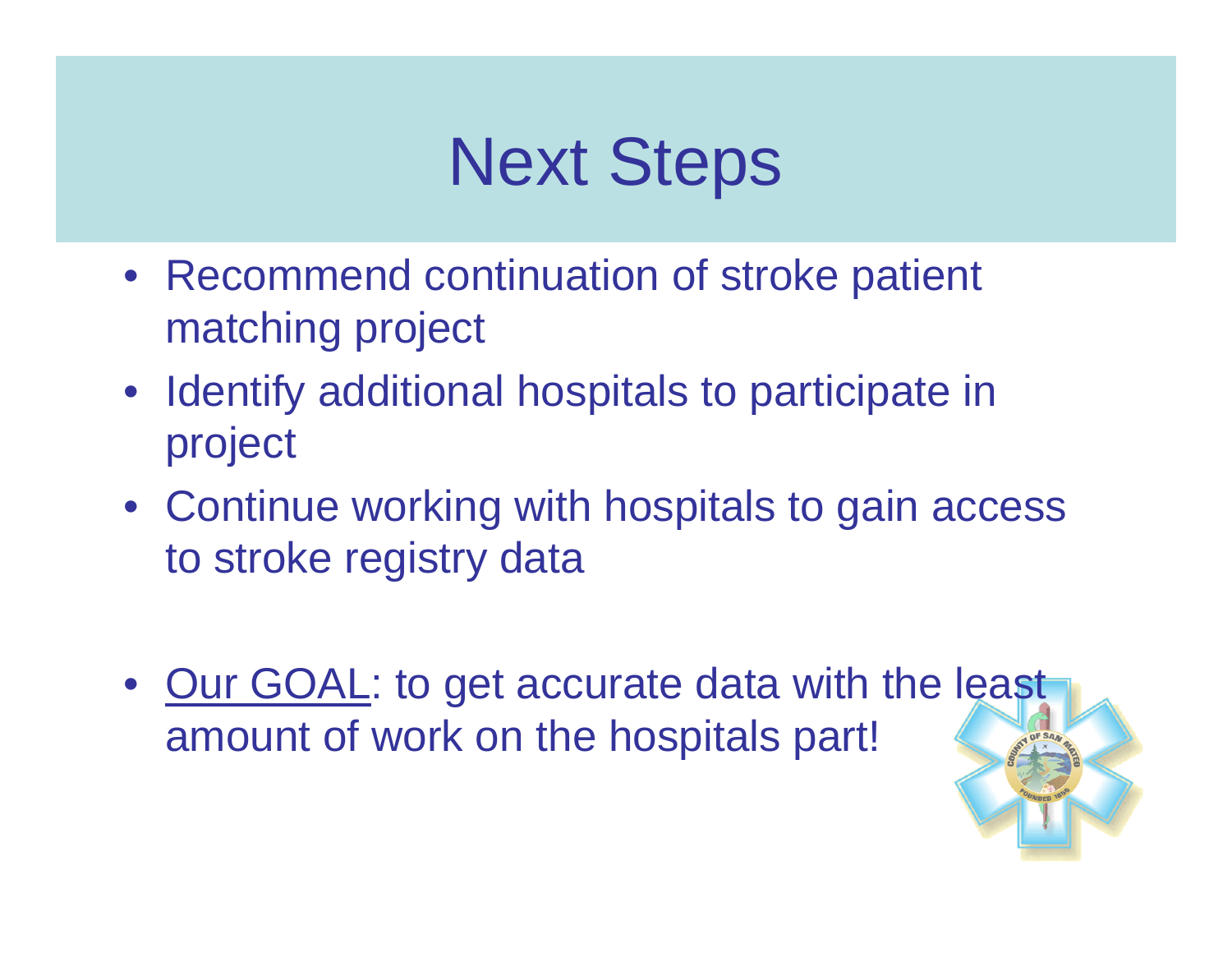# Next Steps

- Recommend continuation of stroke patient matching project
- Identify additional hospitals to participate in project
- Continue working with hospitals to gain access to stroke registry data

- <u>Our GOAL</u>: to get accurate data with the least amount of work on the hospitals part!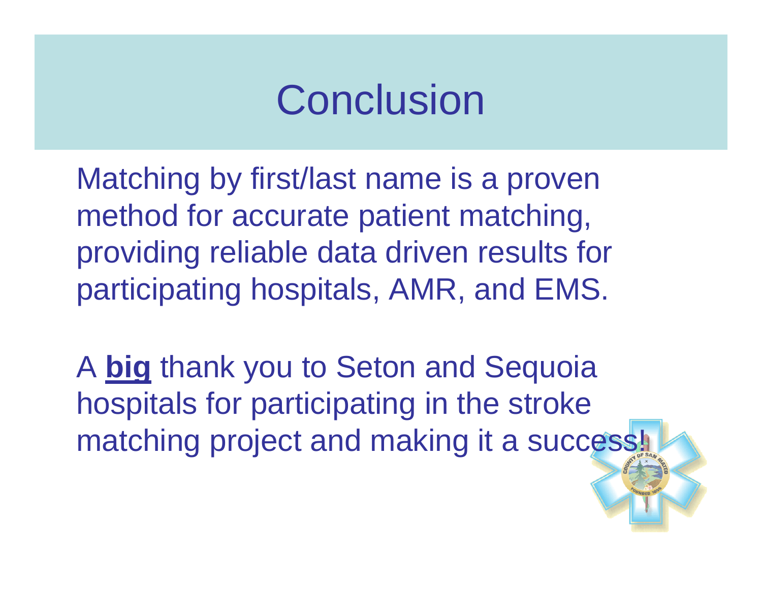# Conclusion

Matching by first/last name is a proven method for accurate patient matching, providing reliable data driven results for participating hospitals, AMR, and EMS.

A **big** thank you to Seton and Sequoia hospitals for participating in the stroke matching project and making it a success!